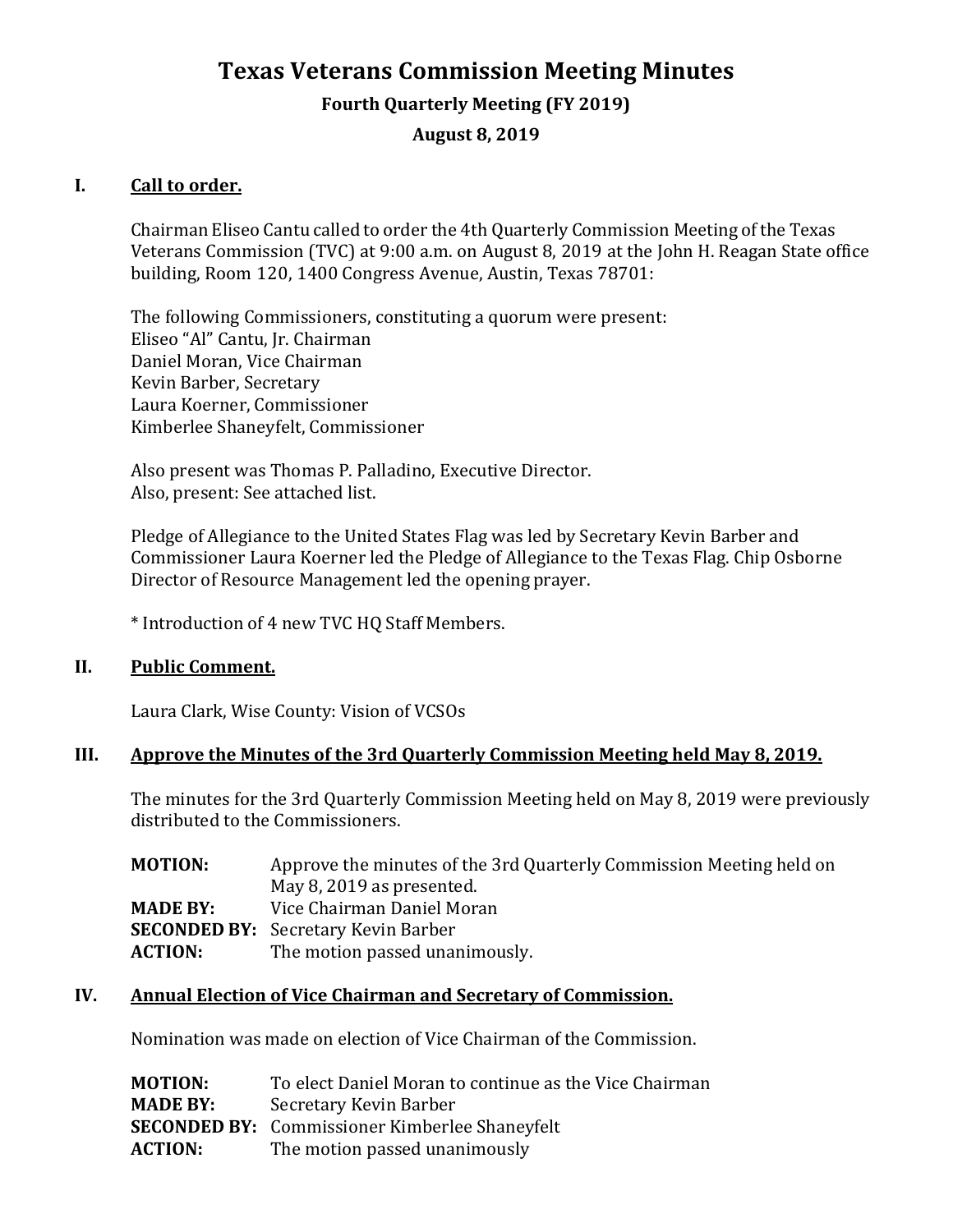# Texas Veterans Commission Meeting Minutes

## Fourth Quarterly Meeting (FY 2019)

## August 8, 2019

### I. Call to order.

Chairman Eliseo Cantu called to order the 4th Quarterly Commission Meeting of the Texas Veterans Commission (TVC) at 9:00 a.m. on August 8, 2019 at the John H. Reagan State office building, Room 120, 1400 Congress Avenue, Austin, Texas 78701:

The following Commissioners, constituting a quorum were present:
Eliseo "Al" Cantu, Jr. Chairman
Daniel Moran, Vice Chairman
Kevin Barber, Secretary
Laura Koerner, Commissioner
Kimberlee Shaneyfelt, Commissioner

Also present was Thomas P. Palladino, Executive Director.
Also, present: See attached list.

Pledge of Allegiance to the United States Flag was led by Secretary Kevin Barber and Commissioner Laura Koerner led the Pledge of Allegiance to the Texas Flag. Chip Osborne Director of Resource Management led the opening prayer.

* Introduction of 4 new TVC HQ Staff Members.

### II. Public Comment.

Laura Clark, Wise County: Vision of VCSOs

### III. Approve the Minutes of the 3rd Quarterly Commission Meeting held May 8, 2019.

The minutes for the 3rd Quarterly Commission Meeting held on May 8, 2019 were previously distributed to the Commissioners.

**MOTION:** Approve the minutes of the 3rd Quarterly Commission Meeting held on May 8, 2019 as presented.
**MADE BY:** Vice Chairman Daniel Moran
**SECONDED BY:** Secretary Kevin Barber
**ACTION:** The motion passed unanimously.

### IV. Annual Election of Vice Chairman and Secretary of Commission.

Nomination was made on election of Vice Chairman of the Commission.

**MOTION:** To elect Daniel Moran to continue as the Vice Chairman
**MADE BY:** Secretary Kevin Barber
**SECONDED BY:** Commissioner Kimberlee Shaneyfelt
**ACTION:** The motion passed unanimously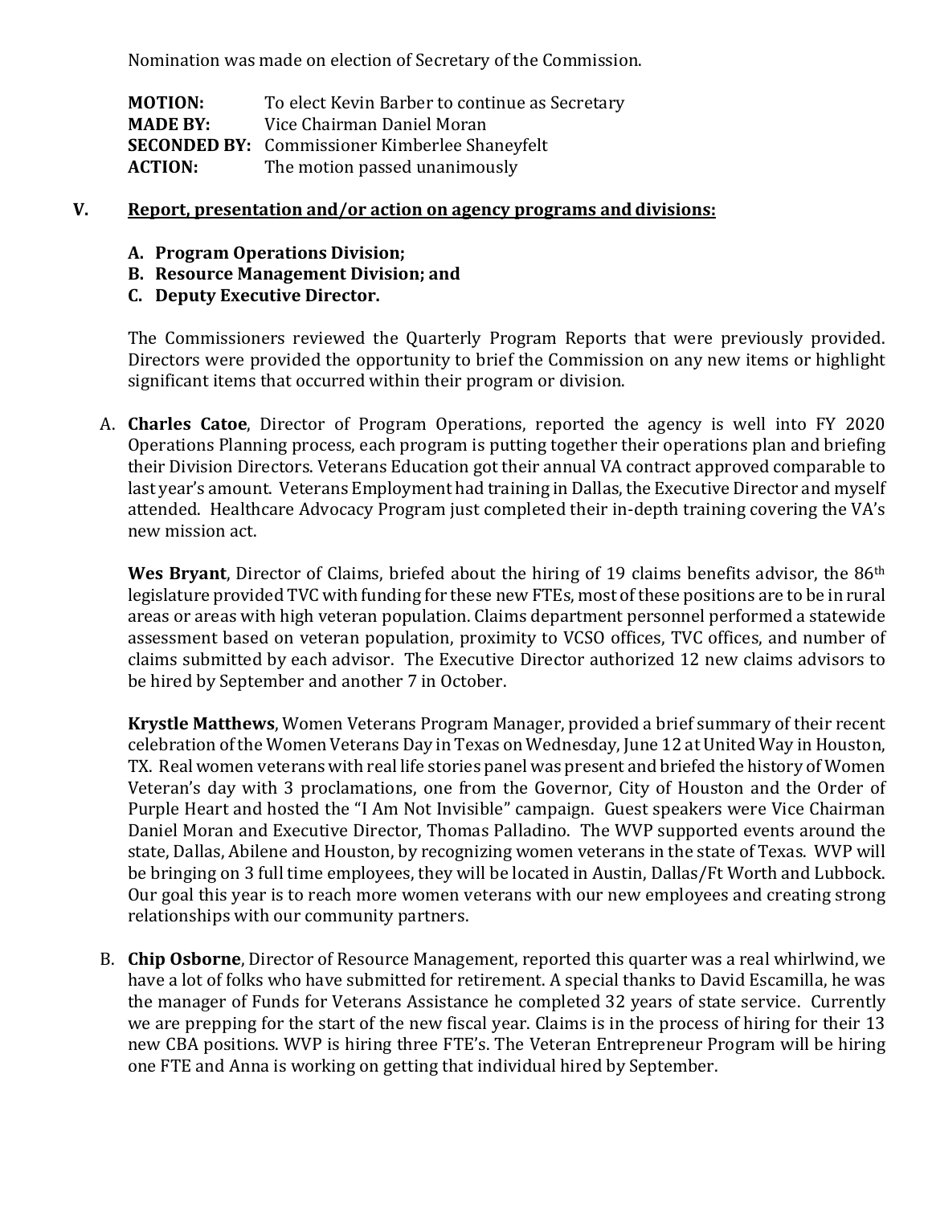Nomination was made on election of Secretary of the Commission.

| | |
|---|---|
| **MOTION:** | To elect Kevin Barber to continue as Secretary |
| **MADE BY:** | Vice Chairman Daniel Moran |
| **SECONDED BY:** | Commissioner Kimberlee Shaneyfelt |
| **ACTION:** | The motion passed unanimously |

## V. Report, presentation and/or action on agency programs and divisions:

**A. Program Operations Division;**
**B. Resource Management Division; and**
**C. Deputy Executive Director.**

The Commissioners reviewed the Quarterly Program Reports that were previously provided. Directors were provided the opportunity to brief the Commission on any new items or highlight significant items that occurred within their program or division.

A. **Charles Catoe**, Director of Program Operations, reported the agency is well into FY 2020 Operations Planning process, each program is putting together their operations plan and briefing their Division Directors. Veterans Education got their annual VA contract approved comparable to last year's amount. Veterans Employment had training in Dallas, the Executive Director and myself attended. Healthcare Advocacy Program just completed their in-depth training covering the VA's new mission act.

**Wes Bryant**, Director of Claims, briefed about the hiring of 19 claims benefits advisor, the 86th legislature provided TVC with funding for these new FTEs, most of these positions are to be in rural areas or areas with high veteran population. Claims department personnel performed a statewide assessment based on veteran population, proximity to VCSO offices, TVC offices, and number of claims submitted by each advisor. The Executive Director authorized 12 new claims advisors to be hired by September and another 7 in October.

**Krystle Matthews**, Women Veterans Program Manager, provided a brief summary of their recent celebration of the Women Veterans Day in Texas on Wednesday, June 12 at United Way in Houston, TX. Real women veterans with real life stories panel was present and briefed the history of Women Veteran's day with 3 proclamations, one from the Governor, City of Houston and the Order of Purple Heart and hosted the "I Am Not Invisible" campaign. Guest speakers were Vice Chairman Daniel Moran and Executive Director, Thomas Palladino. The WVP supported events around the state, Dallas, Abilene and Houston, by recognizing women veterans in the state of Texas. WVP will be bringing on 3 full time employees, they will be located in Austin, Dallas/Ft Worth and Lubbock. Our goal this year is to reach more women veterans with our new employees and creating strong relationships with our community partners.

B. **Chip Osborne**, Director of Resource Management, reported this quarter was a real whirlwind, we have a lot of folks who have submitted for retirement. A special thanks to David Escamilla, he was the manager of Funds for Veterans Assistance he completed 32 years of state service. Currently we are prepping for the start of the new fiscal year. Claims is in the process of hiring for their 13 new CBA positions. WVP is hiring three FTE's. The Veteran Entrepreneur Program will be hiring one FTE and Anna is working on getting that individual hired by September.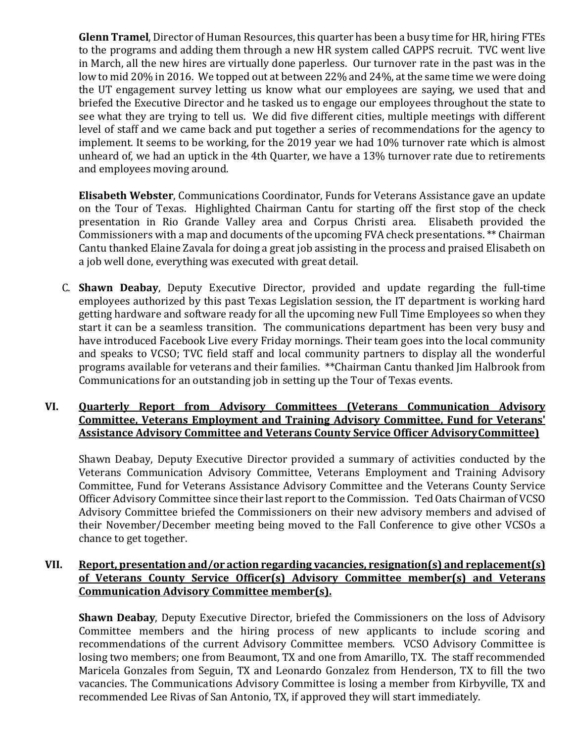**Glenn Tramel**, Director of Human Resources, this quarter has been a busy time for HR, hiring FTEs to the programs and adding them through a new HR system called CAPPS recruit. TVC went live in March, all the new hires are virtually done paperless. Our turnover rate in the past was in the low to mid 20% in 2016. We topped out at between 22% and 24%, at the same time we were doing the UT engagement survey letting us know what our employees are saying, we used that and briefed the Executive Director and he tasked us to engage our employees throughout the state to see what they are trying to tell us. We did five different cities, multiple meetings with different level of staff and we came back and put together a series of recommendations for the agency to implement. It seems to be working, for the 2019 year we had 10% turnover rate which is almost unheard of, we had an uptick in the 4th Quarter, we have a 13% turnover rate due to retirements and employees moving around.

**Elisabeth Webster**, Communications Coordinator, Funds for Veterans Assistance gave an update on the Tour of Texas. Highlighted Chairman Cantu for starting off the first stop of the check presentation in Rio Grande Valley area and Corpus Christi area. Elisabeth provided the Commissioners with a map and documents of the upcoming FVA check presentations. ** Chairman Cantu thanked Elaine Zavala for doing a great job assisting in the process and praised Elisabeth on a job well done, everything was executed with great detail.

C. **Shawn Deabay**, Deputy Executive Director, provided and update regarding the full-time employees authorized by this past Texas Legislation session, the IT department is working hard getting hardware and software ready for all the upcoming new Full Time Employees so when they start it can be a seamless transition. The communications department has been very busy and have introduced Facebook Live every Friday mornings. Their team goes into the local community and speaks to VCSO; TVC field staff and local community partners to display all the wonderful programs available for veterans and their families. **Chairman Cantu thanked Jim Halbrook from Communications for an outstanding job in setting up the Tour of Texas events.

## VI. <u>Quarterly Report from Advisory Committees (Veterans Communication Advisory Committee, Veterans Employment and Training Advisory Committee, Fund for Veterans' Assistance Advisory Committee and Veterans County Service Officer AdvisoryCommittee)</u>

Shawn Deabay, Deputy Executive Director provided a summary of activities conducted by the Veterans Communication Advisory Committee, Veterans Employment and Training Advisory Committee, Fund for Veterans Assistance Advisory Committee and the Veterans County Service Officer Advisory Committee since their last report to the Commission. Ted Oats Chairman of VCSO Advisory Committee briefed the Commissioners on their new advisory members and advised of their November/December meeting being moved to the Fall Conference to give other VCSOs a chance to get together.

## VII. <u>Report, presentation and/or action regarding vacancies, resignation(s) and replacement(s) of Veterans County Service Officer(s) Advisory Committee member(s) and Veterans Communication Advisory Committee member(s).</u>

**Shawn Deabay**, Deputy Executive Director, briefed the Commissioners on the loss of Advisory Committee members and the hiring process of new applicants to include scoring and recommendations of the current Advisory Committee members. VCSO Advisory Committee is losing two members; one from Beaumont, TX and one from Amarillo, TX. The staff recommended Maricela Gonzales from Seguin, TX and Leonardo Gonzalez from Henderson, TX to fill the two vacancies. The Communications Advisory Committee is losing a member from Kirbyville, TX and recommended Lee Rivas of San Antonio, TX, if approved they will start immediately.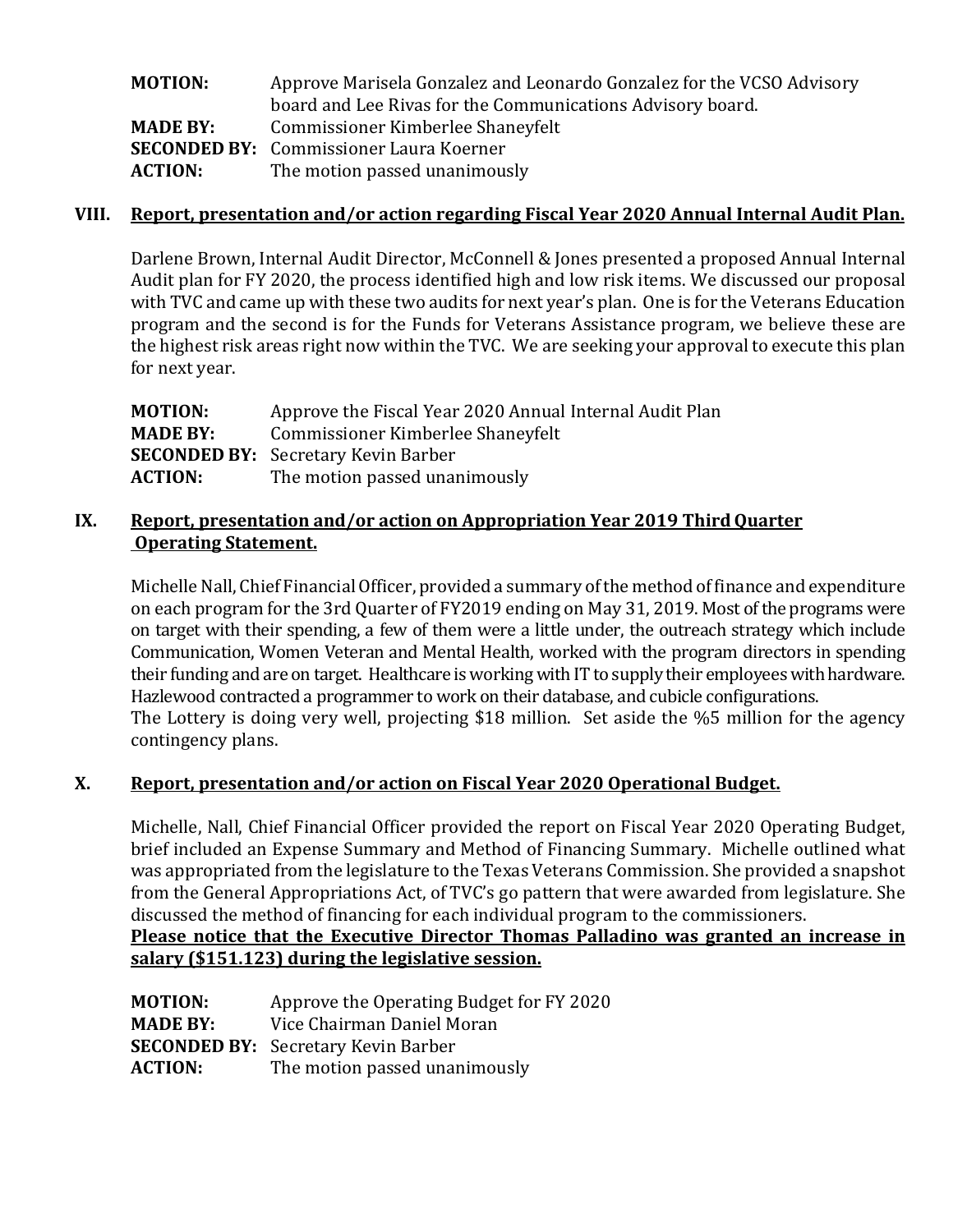**MOTION:** Approve Marisela Gonzalez and Leonardo Gonzalez for the VCSO Advisory board and Lee Rivas for the Communications Advisory board.
**MADE BY:** Commissioner Kimberlee Shaneyfelt
**SECONDED BY:** Commissioner Laura Koerner
**ACTION:** The motion passed unanimously

## VIII. Report, presentation and/or action regarding Fiscal Year 2020 Annual Internal Audit Plan.

Darlene Brown, Internal Audit Director, McConnell & Jones presented a proposed Annual Internal Audit plan for FY 2020, the process identified high and low risk items. We discussed our proposal with TVC and came up with these two audits for next year's plan. One is for the Veterans Education program and the second is for the Funds for Veterans Assistance program, we believe these are the highest risk areas right now within the TVC. We are seeking your approval to execute this plan for next year.

**MOTION:** Approve the Fiscal Year 2020 Annual Internal Audit Plan
**MADE BY:** Commissioner Kimberlee Shaneyfelt
**SECONDED BY:** Secretary Kevin Barber
**ACTION:** The motion passed unanimously

## IX. Report, presentation and/or action on Appropriation Year 2019 Third Quarter Operating Statement.

Michelle Nall, Chief Financial Officer, provided a summary of the method of finance and expenditure on each program for the 3rd Quarter of FY2019 ending on May 31, 2019. Most of the programs were on target with their spending, a few of them were a little under, the outreach strategy which include Communication, Women Veteran and Mental Health, worked with the program directors in spending their funding and are on target. Healthcare is working with IT to supply their employees with hardware. Hazlewood contracted a programmer to work on their database, and cubicle configurations.
The Lottery is doing very well, projecting $18 million. Set aside the %5 million for the agency contingency plans.

## X. Report, presentation and/or action on Fiscal Year 2020 Operational Budget.

Michelle, Nall, Chief Financial Officer provided the report on Fiscal Year 2020 Operating Budget, brief included an Expense Summary and Method of Financing Summary. Michelle outlined what was appropriated from the legislature to the Texas Veterans Commission. She provided a snapshot from the General Appropriations Act, of TVC's go pattern that were awarded from legislature. She discussed the method of financing for each individual program to the commissioners.
**Please notice that the Executive Director Thomas Palladino was granted an increase in salary ($151.123) during the legislative session.**

**MOTION:** Approve the Operating Budget for FY 2020
**MADE BY:** Vice Chairman Daniel Moran
**SECONDED BY:** Secretary Kevin Barber
**ACTION:** The motion passed unanimously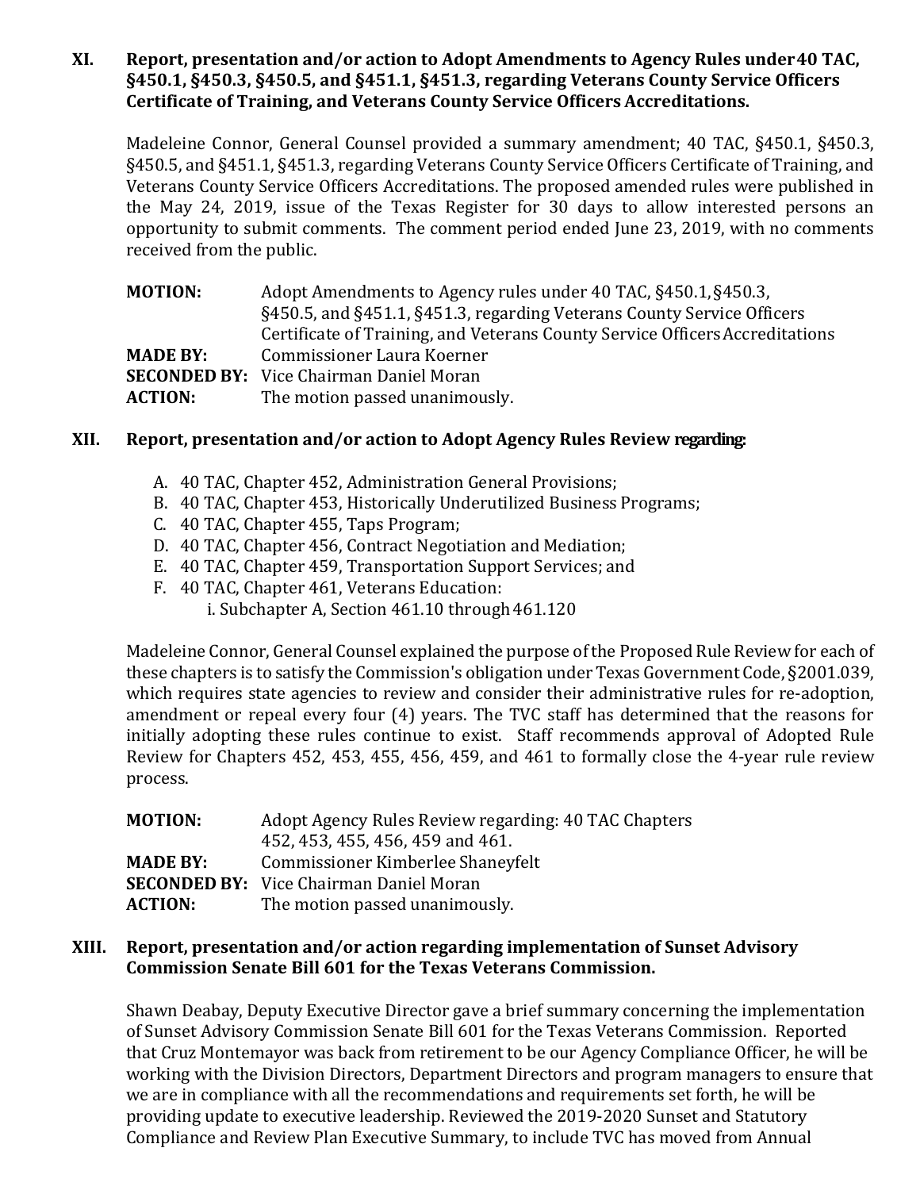**XI. Report, presentation and/or action to Adopt Amendments to Agency Rules under 40 TAC, §450.1, §450.3, §450.5, and §451.1, §451.3, regarding Veterans County Service Officers Certificate of Training, and Veterans County Service Officers Accreditations.**

Madeleine Connor, General Counsel provided a summary amendment; 40 TAC, §450.1, §450.3, §450.5, and §451.1, §451.3, regarding Veterans County Service Officers Certificate of Training, and Veterans County Service Officers Accreditations. The proposed amended rules were published in the May 24, 2019, issue of the Texas Register for 30 days to allow interested persons an opportunity to submit comments. The comment period ended June 23, 2019, with no comments received from the public.

**MOTION:** Adopt Amendments to Agency rules under 40 TAC, §450.1, §450.3, §450.5, and §451.1, §451.3, regarding Veterans County Service Officers Certificate of Training, and Veterans County Service Officers Accreditations
**MADE BY:** Commissioner Laura Koerner
**SECONDED BY:** Vice Chairman Daniel Moran
**ACTION:** The motion passed unanimously.

**XII. Report, presentation and/or action to Adopt Agency Rules Review regarding:**

A. 40 TAC, Chapter 452, Administration General Provisions;
B. 40 TAC, Chapter 453, Historically Underutilized Business Programs;
C. 40 TAC, Chapter 455, Taps Program;
D. 40 TAC, Chapter 456, Contract Negotiation and Mediation;
E. 40 TAC, Chapter 459, Transportation Support Services; and
F. 40 TAC, Chapter 461, Veterans Education:
    i. Subchapter A, Section 461.10 through 461.120

Madeleine Connor, General Counsel explained the purpose of the Proposed Rule Review for each of these chapters is to satisfy the Commission's obligation under Texas Government Code, §2001.039, which requires state agencies to review and consider their administrative rules for re-adoption, amendment or repeal every four (4) years. The TVC staff has determined that the reasons for initially adopting these rules continue to exist. Staff recommends approval of Adopted Rule Review for Chapters 452, 453, 455, 456, 459, and 461 to formally close the 4-year rule review process.

**MOTION:** Adopt Agency Rules Review regarding: 40 TAC Chapters 452, 453, 455, 456, 459 and 461.
**MADE BY:** Commissioner Kimberlee Shaneyfelt
**SECONDED BY:** Vice Chairman Daniel Moran
**ACTION:** The motion passed unanimously.

**XIII. Report, presentation and/or action regarding implementation of Sunset Advisory Commission Senate Bill 601 for the Texas Veterans Commission.**

Shawn Deabay, Deputy Executive Director gave a brief summary concerning the implementation of Sunset Advisory Commission Senate Bill 601 for the Texas Veterans Commission. Reported that Cruz Montemayor was back from retirement to be our Agency Compliance Officer, he will be working with the Division Directors, Department Directors and program managers to ensure that we are in compliance with all the recommendations and requirements set forth, he will be providing update to executive leadership. Reviewed the 2019-2020 Sunset and Statutory Compliance and Review Plan Executive Summary, to include TVC has moved from Annual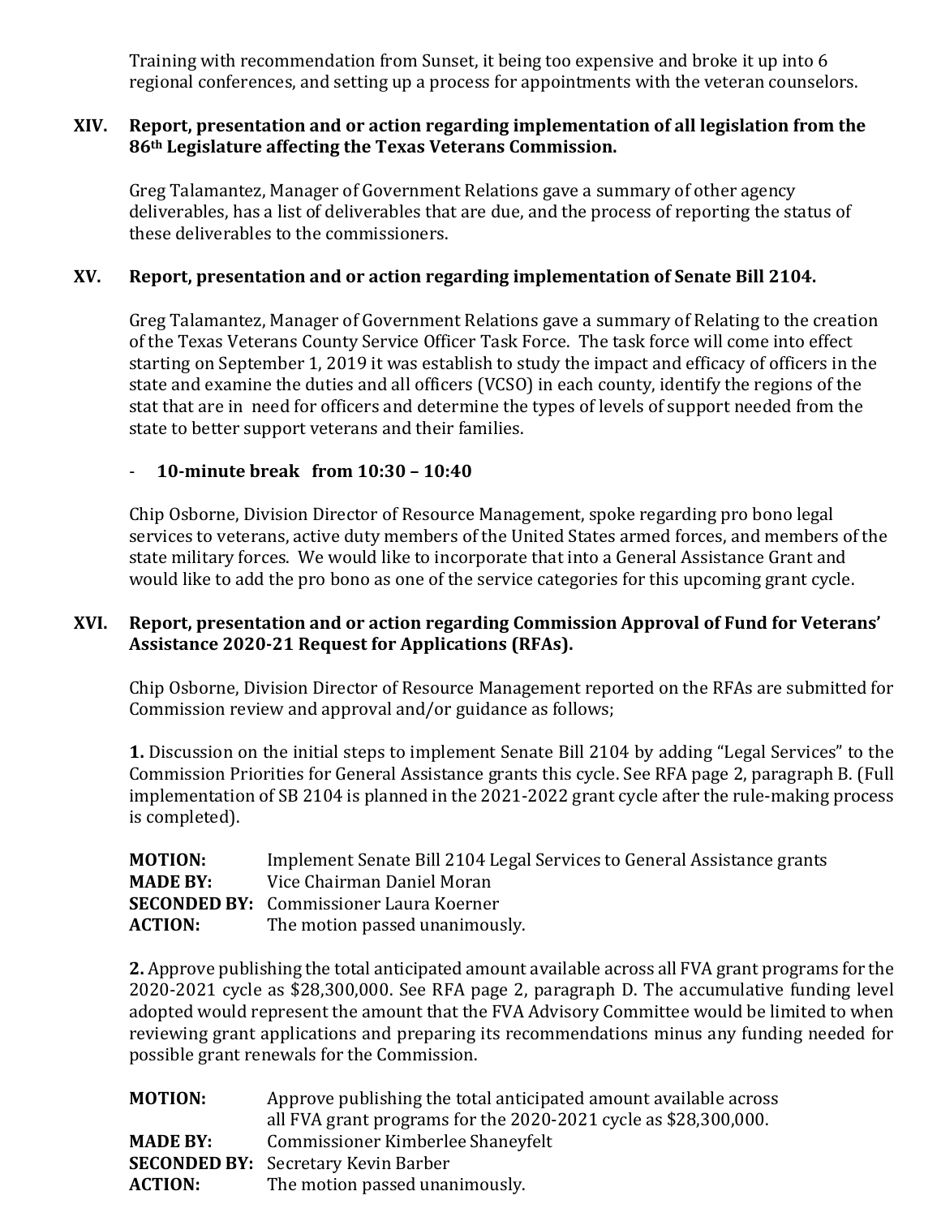Training with recommendation from Sunset, it being too expensive and broke it up into 6 regional conferences, and setting up a process for appointments with the veteran counselors.

## XIV. Report, presentation and or action regarding implementation of all legislation from the 86th Legislature affecting the Texas Veterans Commission.

Greg Talamantez, Manager of Government Relations gave a summary of other agency deliverables, has a list of deliverables that are due, and the process of reporting the status of these deliverables to the commissioners.

## XV. Report, presentation and or action regarding implementation of Senate Bill 2104.

Greg Talamantez, Manager of Government Relations gave a summary of Relating to the creation of the Texas Veterans County Service Officer Task Force. The task force will come into effect starting on September 1, 2019 it was establish to study the impact and efficacy of officers in the state and examine the duties and all officers (VCSO) in each county, identify the regions of the stat that are in need for officers and determine the types of levels of support needed from the state to better support veterans and their families.

- **10-minute break from 10:30 – 10:40**

Chip Osborne, Division Director of Resource Management, spoke regarding pro bono legal services to veterans, active duty members of the United States armed forces, and members of the state military forces. We would like to incorporate that into a General Assistance Grant and would like to add the pro bono as one of the service categories for this upcoming grant cycle.

## XVI. Report, presentation and or action regarding Commission Approval of Fund for Veterans' Assistance 2020-21 Request for Applications (RFAs).

Chip Osborne, Division Director of Resource Management reported on the RFAs are submitted for Commission review and approval and/or guidance as follows;

**1.** Discussion on the initial steps to implement Senate Bill 2104 by adding "Legal Services" to the Commission Priorities for General Assistance grants this cycle. See RFA page 2, paragraph B. (Full implementation of SB 2104 is planned in the 2021-2022 grant cycle after the rule-making process is completed).

**MOTION:** Implement Senate Bill 2104 Legal Services to General Assistance grants
**MADE BY:** Vice Chairman Daniel Moran
**SECONDED BY:** Commissioner Laura Koerner
**ACTION:** The motion passed unanimously.

**2.** Approve publishing the total anticipated amount available across all FVA grant programs for the 2020-2021 cycle as $28,300,000. See RFA page 2, paragraph D. The accumulative funding level adopted would represent the amount that the FVA Advisory Committee would be limited to when reviewing grant applications and preparing its recommendations minus any funding needed for possible grant renewals for the Commission.

**MOTION:** Approve publishing the total anticipated amount available across all FVA grant programs for the 2020-2021 cycle as $28,300,000.
**MADE BY:** Commissioner Kimberlee Shaneyfelt
**SECONDED BY:** Secretary Kevin Barber
**ACTION:** The motion passed unanimously.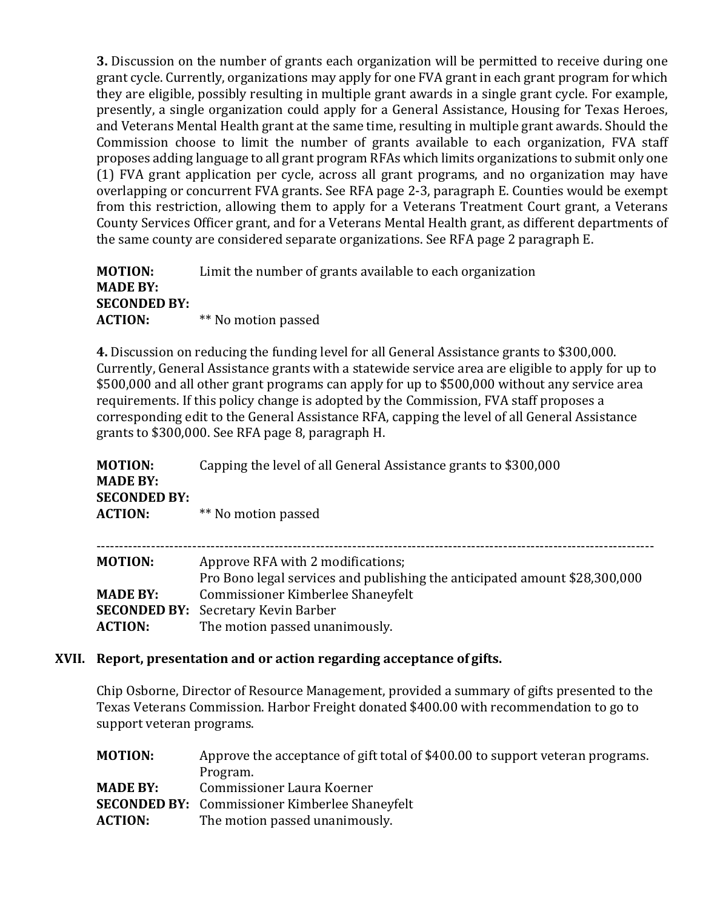**3.** Discussion on the number of grants each organization will be permitted to receive during one grant cycle. Currently, organizations may apply for one FVA grant in each grant program for which they are eligible, possibly resulting in multiple grant awards in a single grant cycle. For example, presently, a single organization could apply for a General Assistance, Housing for Texas Heroes, and Veterans Mental Health grant at the same time, resulting in multiple grant awards. Should the Commission choose to limit the number of grants available to each organization, FVA staff proposes adding language to all grant program RFAs which limits organizations to submit only one (1) FVA grant application per cycle, across all grant programs, and no organization may have overlapping or concurrent FVA grants. See RFA page 2-3, paragraph E. Counties would be exempt from this restriction, allowing them to apply for a Veterans Treatment Court grant, a Veterans County Services Officer grant, and for a Veterans Mental Health grant, as different departments of the same county are considered separate organizations. See RFA page 2 paragraph E.

**MOTION:** Limit the number of grants available to each organization
**MADE BY:**
**SECONDED BY:**
**ACTION:** ** No motion passed

**4.** Discussion on reducing the funding level for all General Assistance grants to $300,000. Currently, General Assistance grants with a statewide service area are eligible to apply for up to $500,000 and all other grant programs can apply for up to $500,000 without any service area requirements. If this policy change is adopted by the Commission, FVA staff proposes a corresponding edit to the General Assistance RFA, capping the level of all General Assistance grants to $300,000. See RFA page 8, paragraph H.

**MOTION:** Capping the level of all General Assistance grants to $300,000
**MADE BY:**
**SECONDED BY:**
**ACTION:** ** No motion passed

---

**MOTION:** Approve RFA with 2 modifications;
Pro Bono legal services and publishing the anticipated amount $28,300,000
**MADE BY:** Commissioner Kimberlee Shaneyfelt
**SECONDED BY:** Secretary Kevin Barber
**ACTION:** The motion passed unanimously.

## XVII. Report, presentation and or action regarding acceptance of gifts.

Chip Osborne, Director of Resource Management, provided a summary of gifts presented to the Texas Veterans Commission. Harbor Freight donated $400.00 with recommendation to go to support veteran programs.

**MOTION:** Approve the acceptance of gift total of $400.00 to support veteran programs. Program.
**MADE BY:** Commissioner Laura Koerner
**SECONDED BY:** Commissioner Kimberlee Shaneyfelt
**ACTION:** The motion passed unanimously.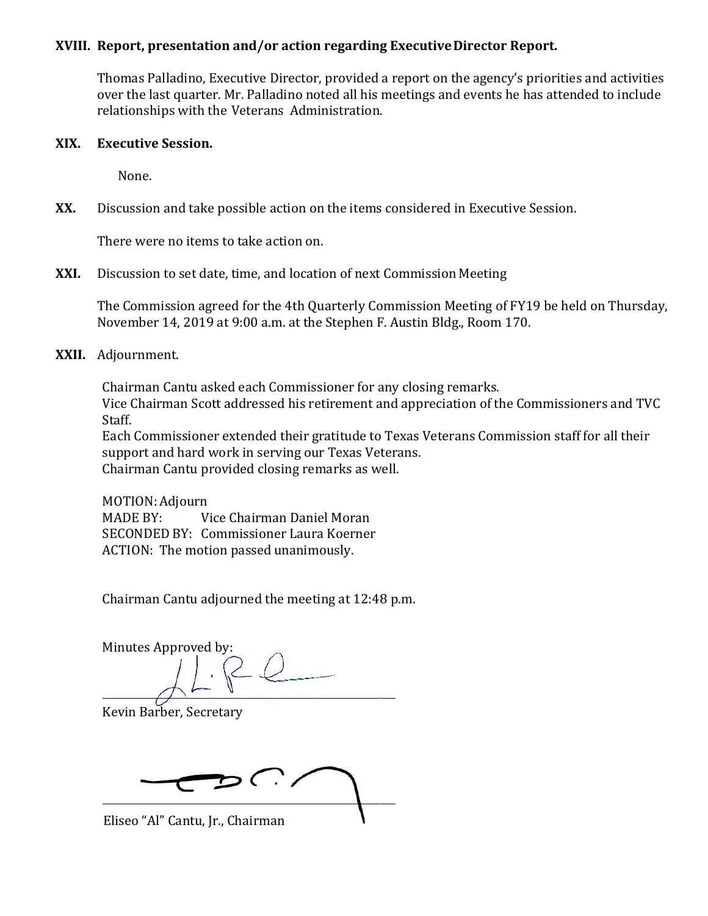**XVIII. Report, presentation and/or action regarding Executive Director Report.**

Thomas Palladino, Executive Director, provided a report on the agency's priorities and activities over the last quarter. Mr. Palladino noted all his meetings and events he has attended to include relationships with the Veterans Administration.

**XIX. Executive Session.**

None.

**XX.** Discussion and take possible action on the items considered in Executive Session.

There were no items to take action on.

**XXI.** Discussion to set date, time, and location of next Commission Meeting

The Commission agreed for the 4th Quarterly Commission Meeting of FY19 be held on Thursday, November 14, 2019 at 9:00 a.m. at the Stephen F. Austin Bldg., Room 170.

**XXII.** Adjournment.

Chairman Cantu asked each Commissioner for any closing remarks.
Vice Chairman Scott addressed his retirement and appreciation of the Commissioners and TVC Staff.
Each Commissioner extended their gratitude to Texas Veterans Commission staff for all their support and hard work in serving our Texas Veterans.
Chairman Cantu provided closing remarks as well.

MOTION: Adjourn
MADE BY: Vice Chairman Daniel Moran
SECONDED BY: Commissioner Laura Koerner
ACTION: The motion passed unanimously.

Chairman Cantu adjourned the meeting at 12:48 p.m.

Minutes Approved by:

______________________________
Kevin Barber, Secretary

______________________________
Eliseo "Al" Cantu, Jr., Chairman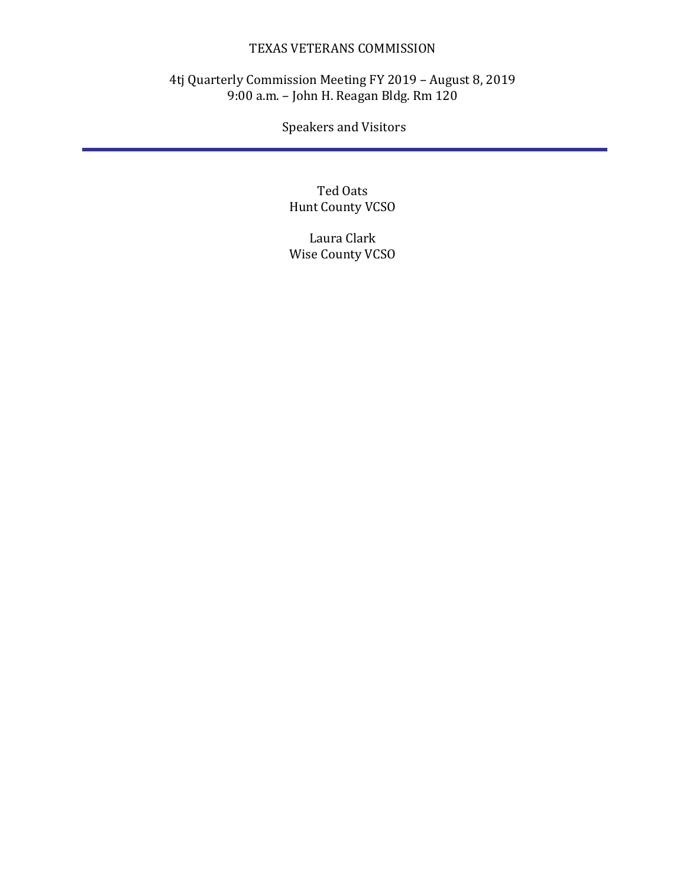# TEXAS VETERANS COMMISSION

4tj Quarterly Commission Meeting FY 2019 – August 8, 2019
9:00 a.m. – John H. Reagan Bldg. Rm 120

Speakers and Visitors

---

Ted Oats
Hunt County VCSO

Laura Clark
Wise County VCSO